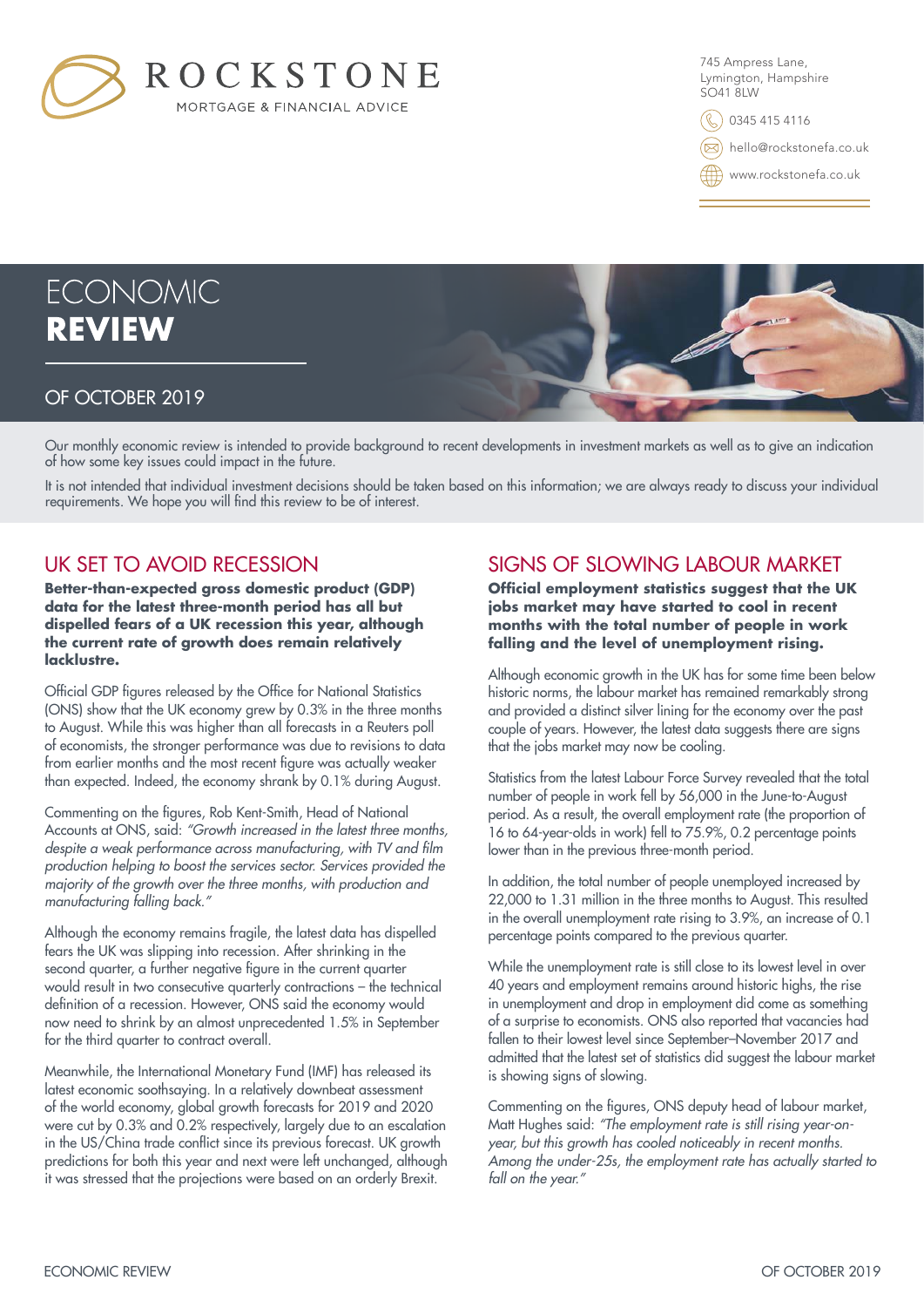ROCKSTONE

MORTGAGE & FINANCIAL ADVICE

745 Ampress Lane,
Lymington, Hampshire
SO41 8LW

0345 415 4116

hello@rockstonefa.co.uk

www.rockstonefa.co.uk

# ECONOMIC **REVIEW**

## OF OCTOBER 2019

Our monthly economic review is intended to provide background to recent developments in investment markets as well as to give an indication of how some key issues could impact in the future.

It is not intended that individual investment decisions should be taken based on this information; we are always ready to discuss your individual requirements. We hope you will find this review to be of interest.

## UK SET TO AVOID RECESSION

**Better-than-expected gross domestic product (GDP) data for the latest three-month period has all but dispelled fears of a UK recession this year, although the current rate of growth does remain relatively lacklustre.**

Official GDP figures released by the Office for National Statistics (ONS) show that the UK economy grew by 0.3% in the three months to August. While this was higher than all forecasts in a Reuters poll of economists, the stronger performance was due to revisions to data from earlier months and the most recent figure was actually weaker than expected. Indeed, the economy shrank by 0.1% during August.

Commenting on the figures, Rob Kent-Smith, Head of National Accounts at ONS, said: *"Growth increased in the latest three months, despite a weak performance across manufacturing, with TV and film production helping to boost the services sector. Services provided the majority of the growth over the three months, with production and manufacturing falling back."*

Although the economy remains fragile, the latest data has dispelled fears the UK was slipping into recession. After shrinking in the second quarter, a further negative figure in the current quarter would result in two consecutive quarterly contractions – the technical definition of a recession. However, ONS said the economy would now need to shrink by an almost unprecedented 1.5% in September for the third quarter to contract overall.

Meanwhile, the International Monetary Fund (IMF) has released its latest economic soothsaying. In a relatively downbeat assessment of the world economy, global growth forecasts for 2019 and 2020 were cut by 0.3% and 0.2% respectively, largely due to an escalation in the US/China trade conflict since its previous forecast. UK growth predictions for both this year and next were left unchanged, although it was stressed that the projections were based on an orderly Brexit.

## SIGNS OF SLOWING LABOUR MARKET

**Official employment statistics suggest that the UK jobs market may have started to cool in recent months with the total number of people in work falling and the level of unemployment rising.**

Although economic growth in the UK has for some time been below historic norms, the labour market has remained remarkably strong and provided a distinct silver lining for the economy over the past couple of years. However, the latest data suggests there are signs that the jobs market may now be cooling.

Statistics from the latest Labour Force Survey revealed that the total number of people in work fell by 56,000 in the June-to-August period. As a result, the overall employment rate (the proportion of 16 to 64-year-olds in work) fell to 75.9%, 0.2 percentage points lower than in the previous three-month period.

In addition, the total number of people unemployed increased by 22,000 to 1.31 million in the three months to August. This resulted in the overall unemployment rate rising to 3.9%, an increase of 0.1 percentage points compared to the previous quarter.

While the unemployment rate is still close to its lowest level in over 40 years and employment remains around historic highs, the rise in unemployment and drop in employment did come as something of a surprise to economists. ONS also reported that vacancies had fallen to their lowest level since September–November 2017 and admitted that the latest set of statistics did suggest the labour market is showing signs of slowing.

Commenting on the figures, ONS deputy head of labour market, Matt Hughes said: *"The employment rate is still rising year-on-year, but this growth has cooled noticeably in recent months. Among the under-25s, the employment rate has actually started to fall on the year."*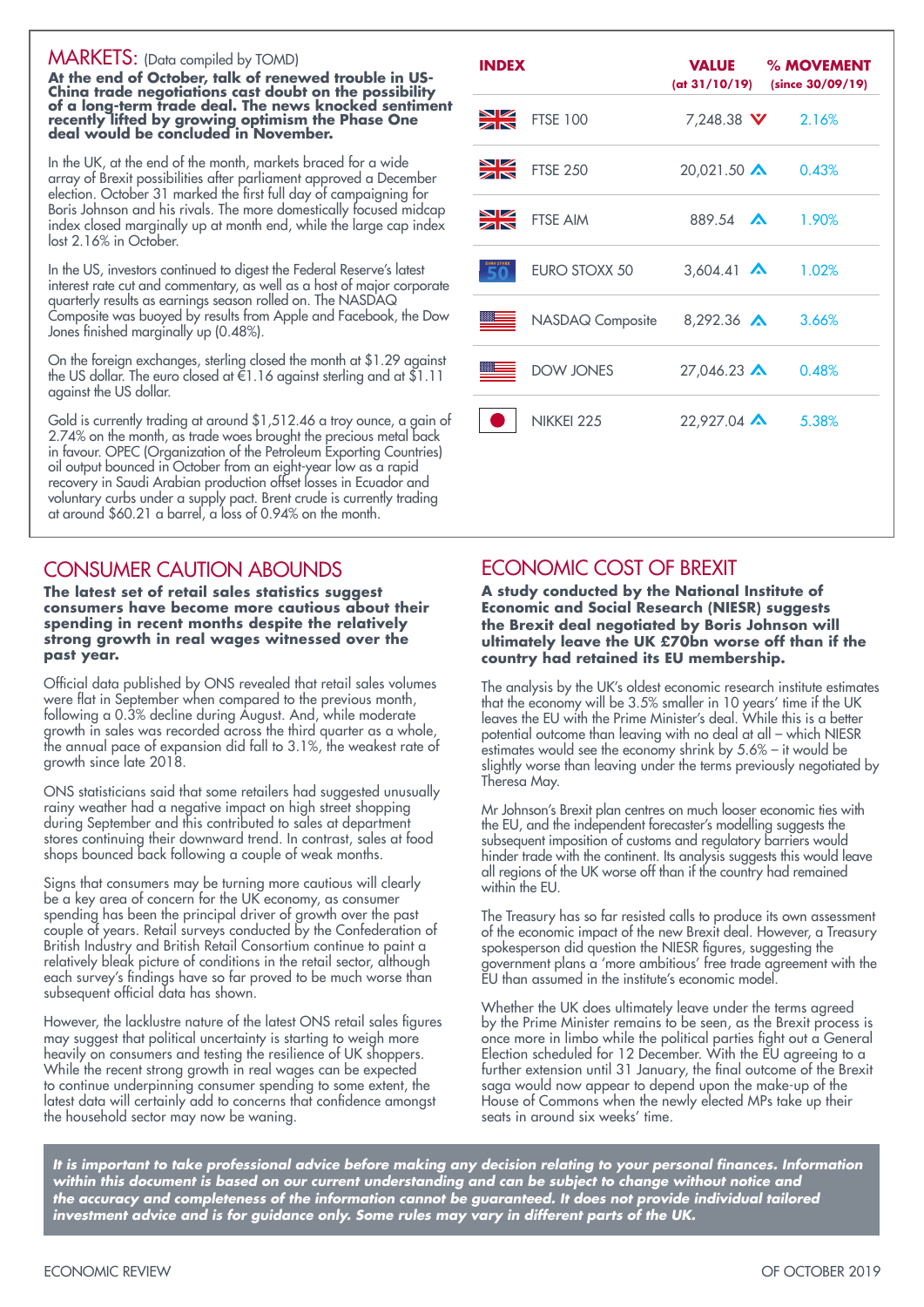## MARKETS: (Data compiled by TOMD)

**At the end of October, talk of renewed trouble in US-China trade negotiations cast doubt on the possibility of a long-term trade deal. The news knocked sentiment recently lifted by growing optimism the Phase One deal would be concluded in November.**

In the UK, at the end of the month, markets braced for a wide array of Brexit possibilities after parliament approved a December election. October 31 marked the first full day of campaigning for Boris Johnson and his rivals. The more domestically focused midcap index closed marginally up at month end, while the large cap index lost 2.16% in October.

In the US, investors continued to digest the Federal Reserve's latest interest rate cut and commentary, as well as a host of major corporate quarterly results as earnings season rolled on. The NASDAQ Composite was buoyed by results from Apple and Facebook, the Dow Jones finished marginally up (0.48%).

On the foreign exchanges, sterling closed the month at $1.29 against the US dollar. The euro closed at €1.16 against sterling and at $1.11 against the US dollar.

Gold is currently trading at around $1,512.46 a troy ounce, a gain of 2.74% on the month, as trade woes brought the precious metal back in favour. OPEC (Organization of the Petroleum Exporting Countries) oil output bounced in October from an eight-year low as a rapid recovery in Saudi Arabian production offset losses in Ecuador and voluntary curbs under a supply pact. Brent crude is currently trading at around $60.21 a barrel, a loss of 0.94% on the month.

| INDEX | VALUE (at 31/10/19) | | % MOVEMENT (since 30/09/19) |
|---|---|---|---|
| FTSE 100 | 7,248.38 | ▼ | 2.16% |
| FTSE 250 | 20,021.50 | ▲ | 0.43% |
| FTSE AIM | 889.54 | ▲ | 1.90% |
| EURO STOXX 50 | 3,604.41 | ▲ | 1.02% |
| NASDAQ Composite | 8,292.36 | ▲ | 3.66% |
| DOW JONES | 27,046.23 | ▲ | 0.48% |
| NIKKEI 225 | 22,927.04 | ▲ | 5.38% |

## CONSUMER CAUTION ABOUNDS

**The latest set of retail sales statistics suggest consumers have become more cautious about their spending in recent months despite the relatively strong growth in real wages witnessed over the past year.**

Official data published by ONS revealed that retail sales volumes were flat in September when compared to the previous month, following a 0.3% decline during August. And, while moderate growth in sales was recorded across the third quarter as a whole, the annual pace of expansion did fall to 3.1%, the weakest rate of growth since late 2018.

ONS statisticians said that some retailers had suggested unusually rainy weather had a negative impact on high street shopping during September and this contributed to sales at department stores continuing their downward trend. In contrast, sales at food shops bounced back following a couple of weak months.

Signs that consumers may be turning more cautious will clearly be a key area of concern for the UK economy, as consumer spending has been the principal driver of growth over the past couple of years. Retail surveys conducted by the Confederation of British Industry and British Retail Consortium continue to paint a relatively bleak picture of conditions in the retail sector, although each survey's findings have so far proved to be much worse than subsequent official data has shown.

However, the lacklustre nature of the latest ONS retail sales figures may suggest that political uncertainty is starting to weigh more heavily on consumers and testing the resilience of UK shoppers. While the recent strong growth in real wages can be expected to continue underpinning consumer spending to some extent, the latest data will certainly add to concerns that confidence amongst the household sector may now be waning.

## ECONOMIC COST OF BREXIT

**A study conducted by the National Institute of Economic and Social Research (NIESR) suggests the Brexit deal negotiated by Boris Johnson will ultimately leave the UK £70bn worse off than if the country had retained its EU membership.**

The analysis by the UK's oldest economic research institute estimates that the economy will be 3.5% smaller in 10 years' time if the UK leaves the EU with the Prime Minister's deal. While this is a better potential outcome than leaving with no deal at all – which NIESR estimates would see the economy shrink by 5.6% – it would be slightly worse than leaving under the terms previously negotiated by Theresa May.

Mr Johnson's Brexit plan centres on much looser economic ties with the EU, and the independent forecaster's modelling suggests the subsequent imposition of customs and regulatory barriers would hinder trade with the continent. Its analysis suggests this would leave all regions of the UK worse off than if the country had remained within the EU.

The Treasury has so far resisted calls to produce its own assessment of the economic impact of the new Brexit deal. However, a Treasury spokesperson did question the NIESR figures, suggesting the government plans a 'more ambitious' free trade agreement with the EU than assumed in the institute's economic model.

Whether the UK does ultimately leave under the terms agreed by the Prime Minister remains to be seen, as the Brexit process is once more in limbo while the political parties fight out a General Election scheduled for 12 December. With the EU agreeing to a further extension until 31 January, the final outcome of the Brexit saga would now appear to depend upon the make-up of the House of Commons when the newly elected MPs take up their seats in around six weeks' time.

***It is important to take professional advice before making any decision relating to your personal finances. Information within this document is based on our current understanding and can be subject to change without notice and the accuracy and completeness of the information cannot be guaranteed. It does not provide individual tailored investment advice and is for guidance only. Some rules may vary in different parts of the UK.***